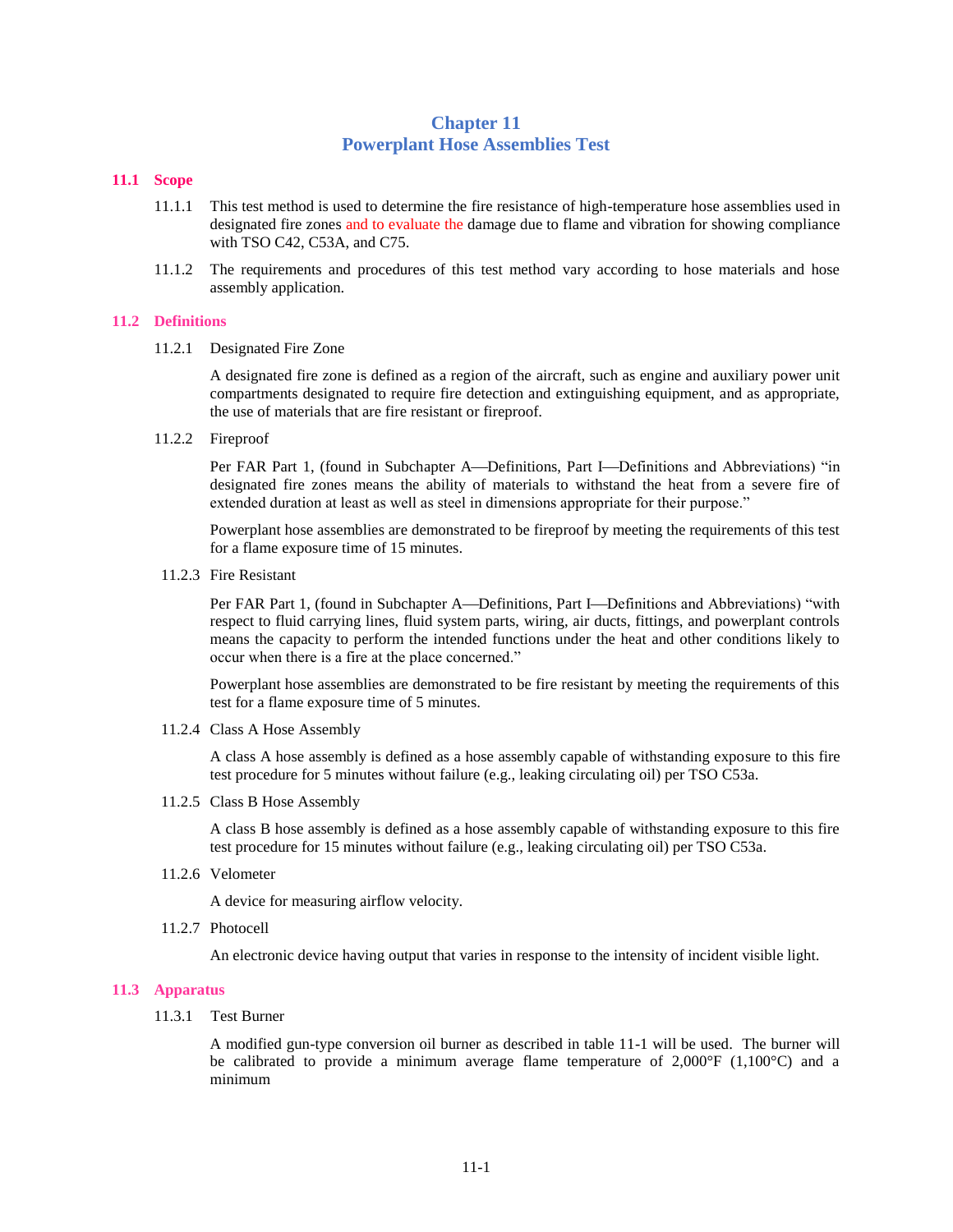# Chapter 11
# Powerplant Hose Assemblies Test

## 11.1 Scope

11.1.1 This test method is used to determine the fire resistance of high-temperature hose assemblies used in designated fire zones and to evaluate the damage due to flame and vibration for showing compliance with TSO C42, C53A, and C75.

11.1.2 The requirements and procedures of this test method vary according to hose materials and hose assembly application.

## 11.2 Definitions

11.2.1 Designated Fire Zone

A designated fire zone is defined as a region of the aircraft, such as engine and auxiliary power unit compartments designated to require fire detection and extinguishing equipment, and as appropriate, the use of materials that are fire resistant or fireproof.

11.2.2 Fireproof

Per FAR Part 1, (found in Subchapter A—Definitions, Part I—Definitions and Abbreviations) "in designated fire zones means the ability of materials to withstand the heat from a severe fire of extended duration at least as well as steel in dimensions appropriate for their purpose."

Powerplant hose assemblies are demonstrated to be fireproof by meeting the requirements of this test for a flame exposure time of 15 minutes.

11.2.3 Fire Resistant

Per FAR Part 1, (found in Subchapter A—Definitions, Part I—Definitions and Abbreviations) "with respect to fluid carrying lines, fluid system parts, wiring, air ducts, fittings, and powerplant controls means the capacity to perform the intended functions under the heat and other conditions likely to occur when there is a fire at the place concerned."

Powerplant hose assemblies are demonstrated to be fire resistant by meeting the requirements of this test for a flame exposure time of 5 minutes.

11.2.4 Class A Hose Assembly

A class A hose assembly is defined as a hose assembly capable of withstanding exposure to this fire test procedure for 5 minutes without failure (e.g., leaking circulating oil) per TSO C53a.

11.2.5 Class B Hose Assembly

A class B hose assembly is defined as a hose assembly capable of withstanding exposure to this fire test procedure for 15 minutes without failure (e.g., leaking circulating oil) per TSO C53a.

11.2.6 Velometer

A device for measuring airflow velocity.

11.2.7 Photocell

An electronic device having output that varies in response to the intensity of incident visible light.

## 11.3 Apparatus

11.3.1 Test Burner

A modified gun-type conversion oil burner as described in table 11-1 will be used. The burner will be calibrated to provide a minimum average flame temperature of 2,000°F (1,100°C) and a minimum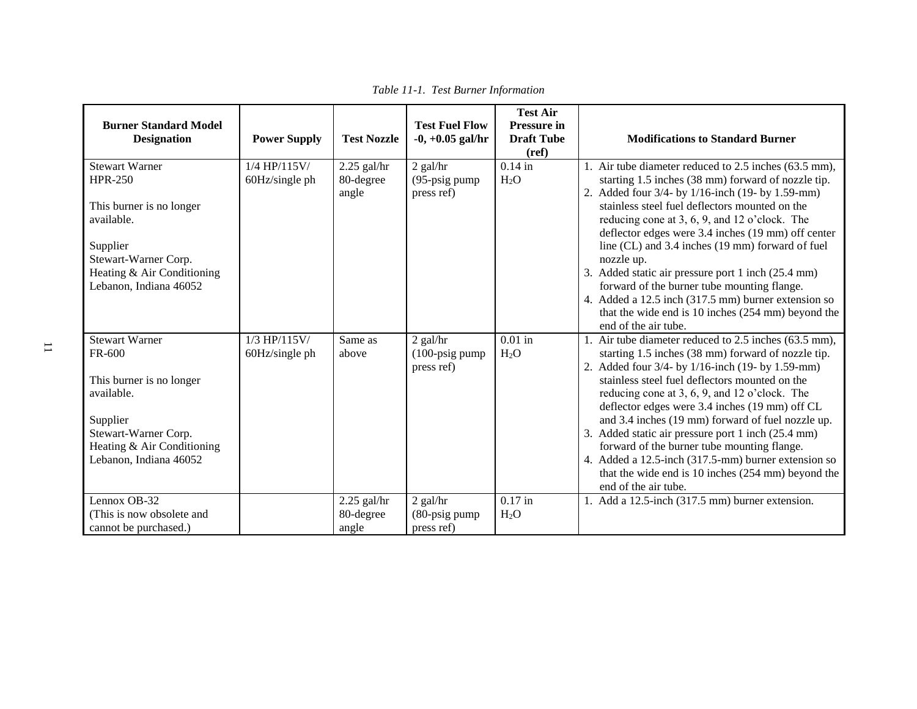*Table 11-1. Test Burner Information*

| Burner Standard Model Designation | Power Supply | Test Nozzle | Test Fuel Flow -0, +0.05 gal/hr | Test Air Pressure in Draft Tube (ref) | Modifications to Standard Burner |
|---|---|---|---|---|---|
| Stewart Warner HPR-250<br><br>This burner is no longer available.<br><br>Supplier<br>Stewart-Warner Corp.<br>Heating & Air Conditioning<br>Lebanon, Indiana 46052 | 1/4 HP/115V/ 60Hz/single ph | 2.25 gal/hr 80-degree angle | 2 gal/hr (95-psig pump press ref) | 0.14 in $H_2O$ | 1. Air tube diameter reduced to 2.5 inches (63.5 mm), starting 1.5 inches (38 mm) forward of nozzle tip.<br>2. Added four 3/4- by 1/16-inch (19- by 1.59-mm) stainless steel fuel deflectors mounted on the reducing cone at 3, 6, 9, and 12 o'clock. The deflector edges were 3.4 inches (19 mm) off center line (CL) and 3.4 inches (19 mm) forward of fuel nozzle up.<br>3. Added static air pressure port 1 inch (25.4 mm) forward of the burner tube mounting flange.<br>4. Added a 12.5 inch (317.5 mm) burner extension so that the wide end is 10 inches (254 mm) beyond the end of the air tube. |
| Stewart Warner FR-600<br><br>This burner is no longer available.<br><br>Supplier<br>Stewart-Warner Corp.<br>Heating & Air Conditioning<br>Lebanon, Indiana 46052 | 1/3 HP/115V/ 60Hz/single ph | Same as above | 2 gal/hr (100-psig pump press ref) | 0.01 in $H_2O$ | 1. Air tube diameter reduced to 2.5 inches (63.5 mm), starting 1.5 inches (38 mm) forward of nozzle tip.<br>2. Added four 3/4- by 1/16-inch (19- by 1.59-mm) stainless steel fuel deflectors mounted on the reducing cone at 3, 6, 9, and 12 o'clock. The deflector edges were 3.4 inches (19 mm) off CL and 3.4 inches (19 mm) forward of fuel nozzle up.<br>3. Added static air pressure port 1 inch (25.4 mm) forward of the burner tube mounting flange.<br>4. Added a 12.5-inch (317.5-mm) burner extension so that the wide end is 10 inches (254 mm) beyond the end of the air tube. |
| Lennox OB-32<br>(This is now obsolete and cannot be purchased.) | | 2.25 gal/hr 80-degree angle | 2 gal/hr (80-psig pump press ref) | 0.17 in $H_2O$ | 1. Add a 12.5-inch (317.5 mm) burner extension. |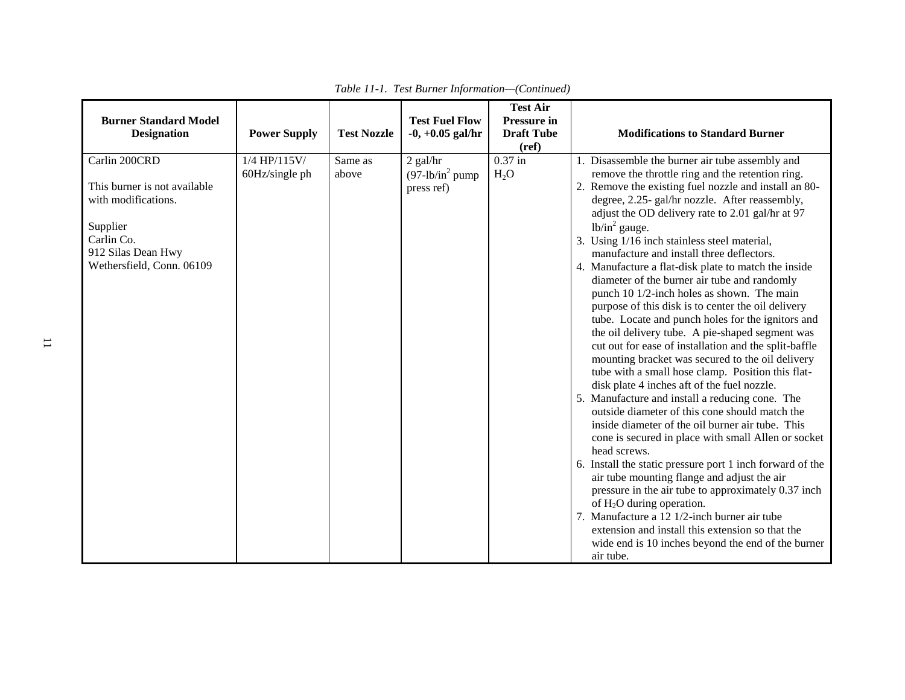*Table 11-1. Test Burner Information—(Continued)*

| Burner Standard Model Designation | Power Supply | Test Nozzle | Test Fuel Flow -0, +0.05 gal/hr | Test Air Pressure in Draft Tube (ref) | Modifications to Standard Burner |
|---|---|---|---|---|---|
| Carlin 200CRD<br><br>This burner is not available with modifications.<br><br>Supplier<br>Carlin Co.<br>912 Silas Dean Hwy<br>Wethersfield, Conn. 06109 | 1/4 HP/115V/ 60Hz/single ph | Same as above | 2 gal/hr (97-lb/in$^2$ pump press ref) | 0.37 in $H_2O$ | 1. Disassemble the burner air tube assembly and remove the throttle ring and the retention ring.<br>2. Remove the existing fuel nozzle and install an 80-degree, 2.25- gal/hr nozzle. After reassembly, adjust the OD delivery rate to 2.01 gal/hr at 97 lb/in$^2$ gauge.<br>3. Using 1/16 inch stainless steel material, manufacture and install three deflectors.<br>4. Manufacture a flat-disk plate to match the inside diameter of the burner air tube and randomly punch 10 1/2-inch holes as shown. The main purpose of this disk is to center the oil delivery tube. Locate and punch holes for the ignitors and the oil delivery tube. A pie-shaped segment was cut out for ease of installation and the split-baffle mounting bracket was secured to the oil delivery tube with a small hose clamp. Position this flat-disk plate 4 inches aft of the fuel nozzle.<br>5. Manufacture and install a reducing cone. The outside diameter of this cone should match the inside diameter of the oil burner air tube. This cone is secured in place with small Allen or socket head screws.<br>6. Install the static pressure port 1 inch forward of the air tube mounting flange and adjust the air pressure in the air tube to approximately 0.37 inch of $H_2O$ during operation.<br>7. Manufacture a 12 1/2-inch burner air tube extension and install this extension so that the wide end is 10 inches beyond the end of the burner air tube. |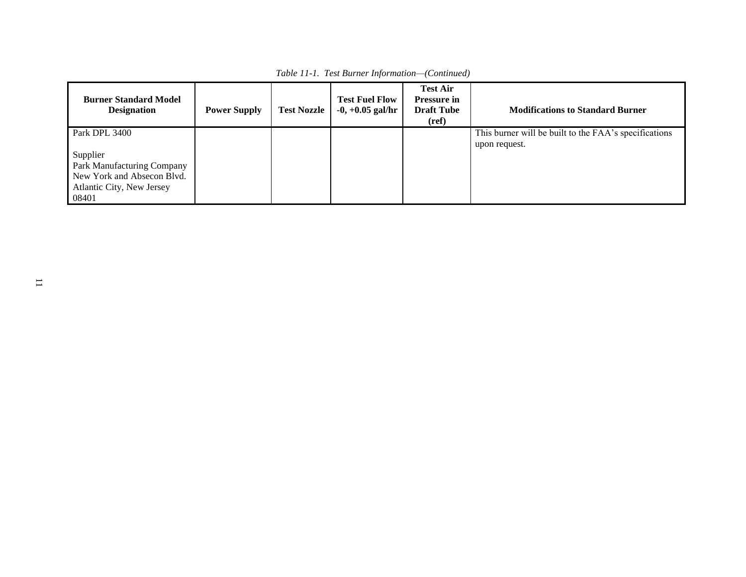*Table 11-1. Test Burner Information—(Continued)*

| Burner Standard Model Designation | Power Supply | Test Nozzle | Test Fuel Flow -0, +0.05 gal/hr | Test Air Pressure in Draft Tube (ref) | Modifications to Standard Burner |
|---|---|---|---|---|---|
| Park DPL 3400<br><br>Supplier<br>Park Manufacturing Company<br>New York and Absecon Blvd.<br>Atlantic City, New Jersey<br>08401 | | | | | This burner will be built to the FAA's specifications upon request. |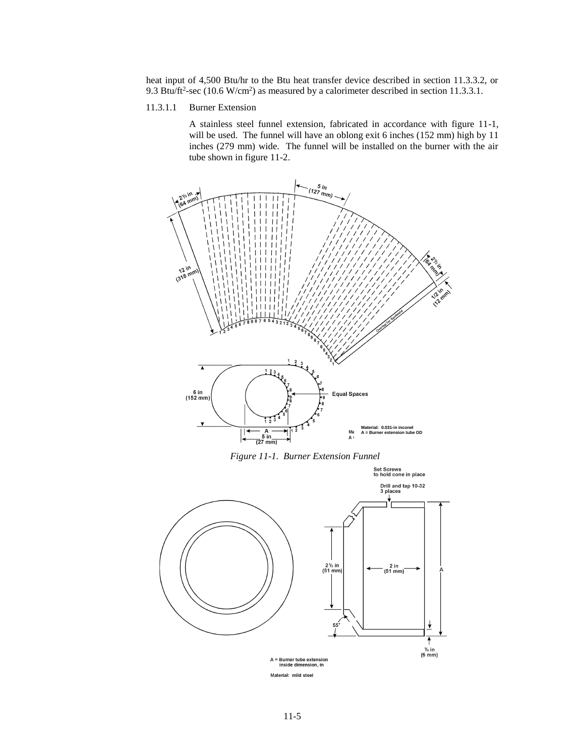heat input of 4,500 Btu/hr to the Btu heat transfer device described in section 11.3.3.2, or 9.3 Btu/ft$^2$-sec (10.6 W/cm$^2$) as measured by a calorimeter described in section 11.3.3.1.

11.3.1.1 Burner Extension

A stainless steel funnel extension, fabricated in accordance with figure 11-1, will be used. The funnel will have an oblong exit 6 inches (152 mm) high by 11 inches (279 mm) wide. The funnel will be installed on the burner with the air tube shown in figure 11-2.

*Figure 11-1. Burner Extension Funnel*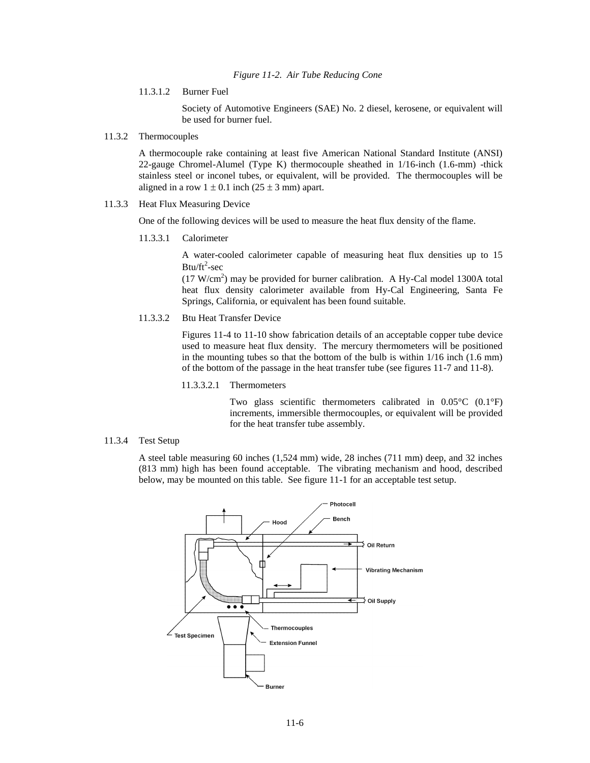*Figure 11-2. Air Tube Reducing Cone*

11.3.1.2 Burner Fuel

Society of Automotive Engineers (SAE) No. 2 diesel, kerosene, or equivalent will be used for burner fuel.

11.3.2 Thermocouples

A thermocouple rake containing at least five American National Standard Institute (ANSI) 22-gauge Chromel-Alumel (Type K) thermocouple sheathed in 1/16-inch (1.6-mm) -thick stainless steel or inconel tubes, or equivalent, will be provided. The thermocouples will be aligned in a row $1 \pm 0.1$ inch ($25 \pm 3$ mm) apart.

11.3.3 Heat Flux Measuring Device

One of the following devices will be used to measure the heat flux density of the flame.

11.3.3.1 Calorimeter

A water-cooled calorimeter capable of measuring heat flux densities up to 15 Btu/ft$^2$-sec (17 W/cm$^2$) may be provided for burner calibration. A Hy-Cal model 1300A total heat flux density calorimeter available from Hy-Cal Engineering, Santa Fe Springs, California, or equivalent has been found suitable.

11.3.3.2 Btu Heat Transfer Device

Figures 11-4 to 11-10 show fabrication details of an acceptable copper tube device used to measure heat flux density. The mercury thermometers will be positioned in the mounting tubes so that the bottom of the bulb is within 1/16 inch (1.6 mm) of the bottom of the passage in the heat transfer tube (see figures 11-7 and 11-8).

11.3.3.2.1 Thermometers

Two glass scientific thermometers calibrated in 0.05°C (0.1°F) increments, immersible thermocouples, or equivalent will be provided for the heat transfer tube assembly.

11.3.4 Test Setup

A steel table measuring 60 inches (1,524 mm) wide, 28 inches (711 mm) deep, and 32 inches (813 mm) high has been found acceptable. The vibrating mechanism and hood, described below, may be mounted on this table. See figure 11-1 for an acceptable test setup.

Photocell
Hood
Bench
Oil Return
Vibrating Mechanism
Oil Supply
Thermocouples
Test Specimen
Extension Funnel
Burner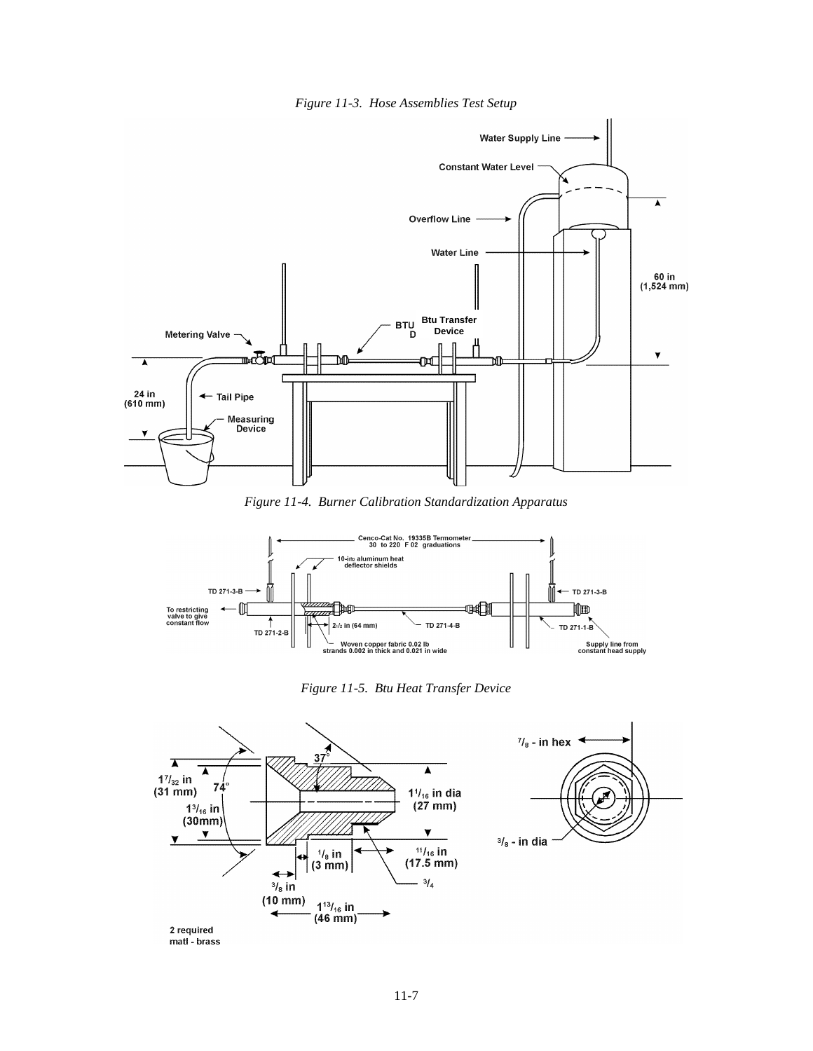*Figure 11-3. Hose Assemblies Test Setup*

*Figure 11-4. Burner Calibration Standardization Apparatus*

*Figure 11-5. Btu Heat Transfer Device*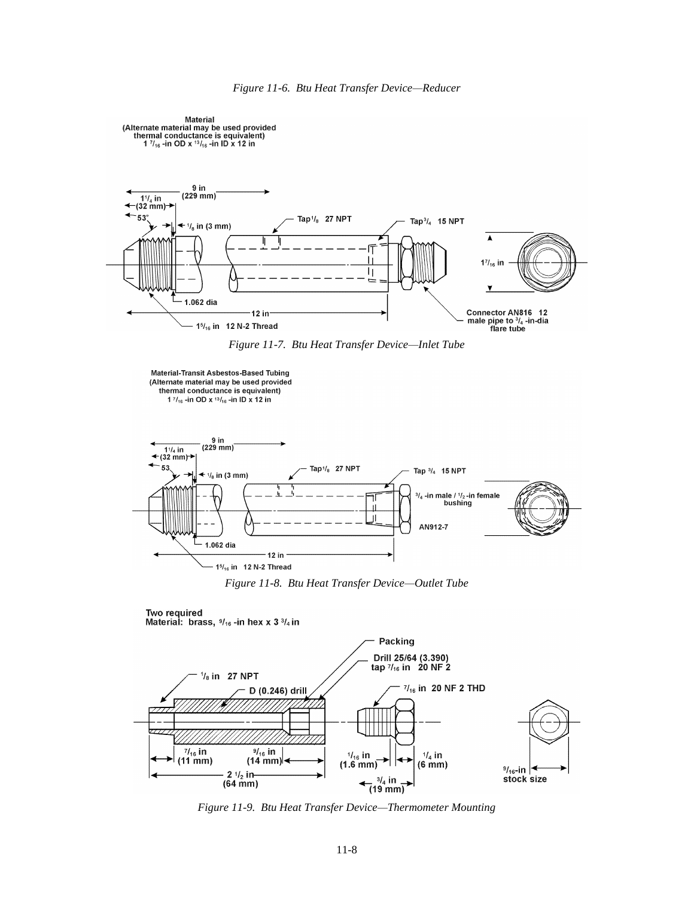*Figure 11-6. Btu Heat Transfer Device—Reducer*

Material
(Alternate material may be used provided thermal conductance is equivalent)
1 7/16 -in OD x 13/16 -in ID x 12 in

9 in (229 mm)
1 1/4 in (32 mm)
53°
1/8 in (3 mm)
Tap 1/8 27 NPT
Tap 3/4 15 NPT
1 7/16 in
1.062 dia
12 in
1 5/16 in 12 N-2 Thread
Connector AN816 12 male pipe to 3/4 -in-dia flare tube

*Figure 11-7. Btu Heat Transfer Device—Inlet Tube*

Material-Transit Asbestos-Based Tubing
(Alternate material may be used provided thermal conductance is equivalent)
1 7/16 -in OD x 13/16 -in ID x 12 in

9 in (229 mm)
1 1/4 in (32 mm)
53
1/8 in (3 mm)
Tap 1/8 27 NPT
Tap 3/4 15 NPT
3/4 -in male / 1/2 -in female bushing
AN912-7
1.062 dia
12 in
1 5/16 in 12 N-2 Thread

*Figure 11-8. Btu Heat Transfer Device—Outlet Tube*

Two required
Material: brass, 9/16 -in hex x 3 3/4 in

Packing
Drill 25/64 (3.390) tap 7/16 in 20 NF 2
1/8 in 27 NPT
D (0.246) drill
7/16 in 20 NF 2 THD
7/16 in (11 mm)
9/16 in (14 mm)
2 1/2 in (64 mm)
1/16 in (1.6 mm)
1/4 in (6 mm)
3/4 in (19 mm)
9/16 -in stock size

*Figure 11-9. Btu Heat Transfer Device—Thermometer Mounting*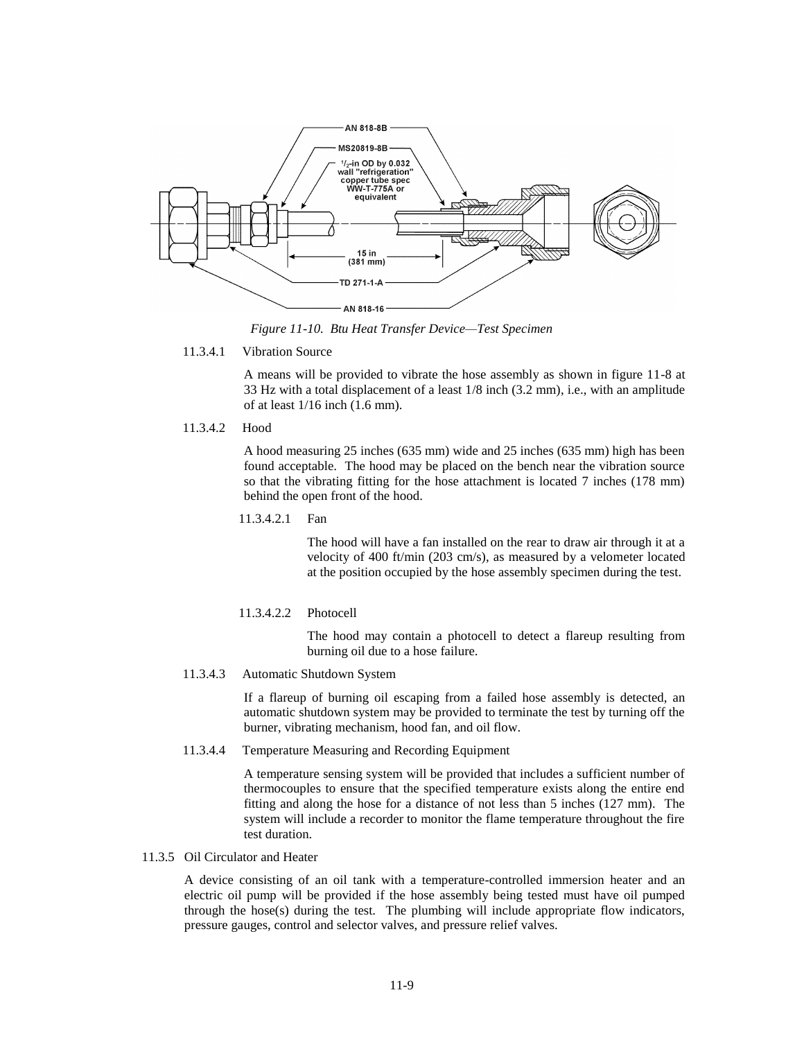*Figure 11-10. Btu Heat Transfer Device—Test Specimen*

11.3.4.1 Vibration Source

A means will be provided to vibrate the hose assembly as shown in figure 11-8 at 33 Hz with a total displacement of a least 1/8 inch (3.2 mm), i.e., with an amplitude of at least 1/16 inch (1.6 mm).

11.3.4.2 Hood

A hood measuring 25 inches (635 mm) wide and 25 inches (635 mm) high has been found acceptable. The hood may be placed on the bench near the vibration source so that the vibrating fitting for the hose attachment is located 7 inches (178 mm) behind the open front of the hood.

11.3.4.2.1 Fan

The hood will have a fan installed on the rear to draw air through it at a velocity of 400 ft/min (203 cm/s), as measured by a velometer located at the position occupied by the hose assembly specimen during the test.

11.3.4.2.2 Photocell

The hood may contain a photocell to detect a flareup resulting from burning oil due to a hose failure.

11.3.4.3 Automatic Shutdown System

If a flareup of burning oil escaping from a failed hose assembly is detected, an automatic shutdown system may be provided to terminate the test by turning off the burner, vibrating mechanism, hood fan, and oil flow.

11.3.4.4 Temperature Measuring and Recording Equipment

A temperature sensing system will be provided that includes a sufficient number of thermocouples to ensure that the specified temperature exists along the entire end fitting and along the hose for a distance of not less than 5 inches (127 mm). The system will include a recorder to monitor the flame temperature throughout the fire test duration.

11.3.5 Oil Circulator and Heater

A device consisting of an oil tank with a temperature-controlled immersion heater and an electric oil pump will be provided if the hose assembly being tested must have oil pumped through the hose(s) during the test. The plumbing will include appropriate flow indicators, pressure gauges, control and selector valves, and pressure relief valves.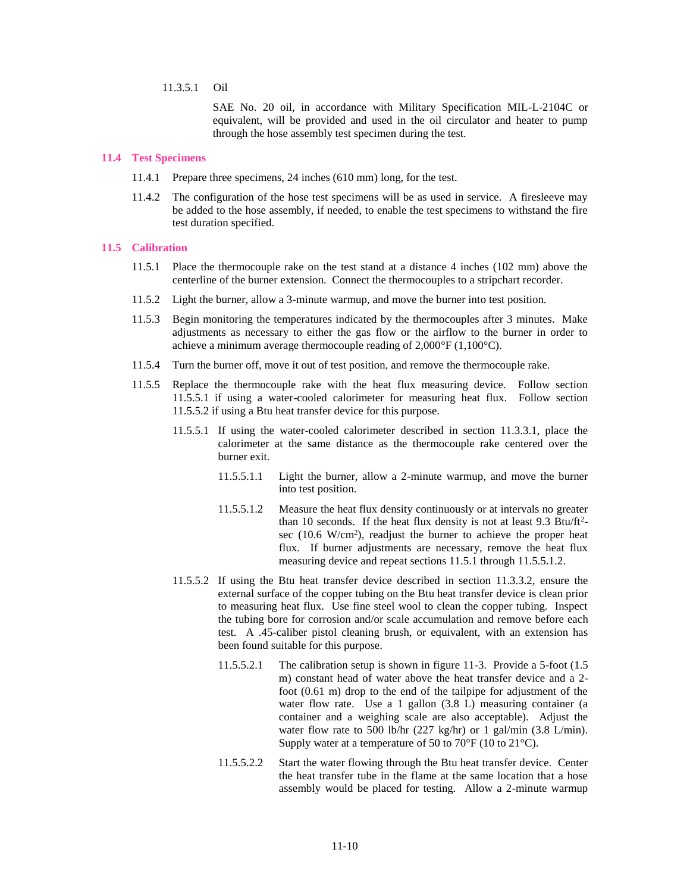11.3.5.1 Oil

SAE No. 20 oil, in accordance with Military Specification MIL-L-2104C or equivalent, will be provided and used in the oil circulator and heater to pump through the hose assembly test specimen during the test.

## 11.4 Test Specimens

11.4.1 Prepare three specimens, 24 inches (610 mm) long, for the test.

11.4.2 The configuration of the hose test specimens will be as used in service. A firesleeve may be added to the hose assembly, if needed, to enable the test specimens to withstand the fire test duration specified.

## 11.5 Calibration

11.5.1 Place the thermocouple rake on the test stand at a distance 4 inches (102 mm) above the centerline of the burner extension. Connect the thermocouples to a stripchart recorder.

11.5.2 Light the burner, allow a 3-minute warmup, and move the burner into test position.

11.5.3 Begin monitoring the temperatures indicated by the thermocouples after 3 minutes. Make adjustments as necessary to either the gas flow or the airflow to the burner in order to achieve a minimum average thermocouple reading of 2,000°F (1,100°C).

11.5.4 Turn the burner off, move it out of test position, and remove the thermocouple rake.

11.5.5 Replace the thermocouple rake with the heat flux measuring device. Follow section 11.5.5.1 if using a water-cooled calorimeter for measuring heat flux. Follow section 11.5.5.2 if using a Btu heat transfer device for this purpose.

11.5.5.1 If using the water-cooled calorimeter described in section 11.3.3.1, place the calorimeter at the same distance as the thermocouple rake centered over the burner exit.

11.5.5.1.1 Light the burner, allow a 2-minute warmup, and move the burner into test position.

11.5.5.1.2 Measure the heat flux density continuously or at intervals no greater than 10 seconds. If the heat flux density is not at least 9.3 Btu/ft$^2$-sec (10.6 W/cm$^2$), readjust the burner to achieve the proper heat flux. If burner adjustments are necessary, remove the heat flux measuring device and repeat sections 11.5.1 through 11.5.5.1.2.

11.5.5.2 If using the Btu heat transfer device described in section 11.3.3.2, ensure the external surface of the copper tubing on the Btu heat transfer device is clean prior to measuring heat flux. Use fine steel wool to clean the copper tubing. Inspect the tubing bore for corrosion and/or scale accumulation and remove before each test. A .45-caliber pistol cleaning brush, or equivalent, with an extension has been found suitable for this purpose.

11.5.5.2.1 The calibration setup is shown in figure 11-3. Provide a 5-foot (1.5 m) constant head of water above the heat transfer device and a 2-foot (0.61 m) drop to the end of the tailpipe for adjustment of the water flow rate. Use a 1 gallon (3.8 L) measuring container (a container and a weighing scale are also acceptable). Adjust the water flow rate to 500 lb/hr (227 kg/hr) or 1 gal/min (3.8 L/min). Supply water at a temperature of 50 to 70°F (10 to 21°C).

11.5.5.2.2 Start the water flowing through the Btu heat transfer device. Center the heat transfer tube in the flame at the same location that a hose assembly would be placed for testing. Allow a 2-minute warmup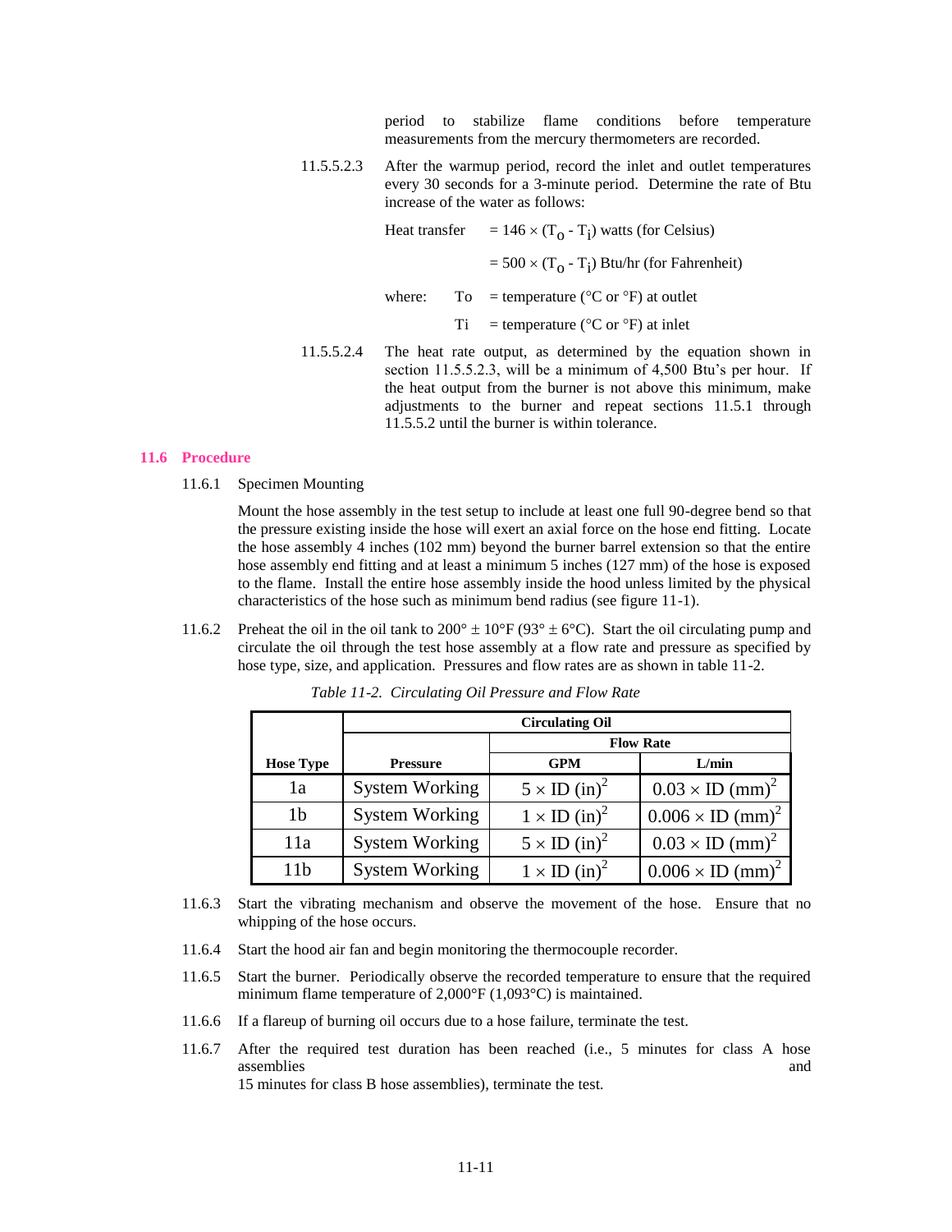period to stabilize flame conditions before temperature measurements from the mercury thermometers are recorded.

11.5.5.2.3 After the warmup period, record the inlet and outlet temperatures every 30 seconds for a 3-minute period. Determine the rate of Btu increase of the water as follows:

Heat transfer $= 146 \times (T_o - T_i)$ watts (for Celsius)

$= 500 \times (T_o - T_i)$ Btu/hr (for Fahrenheit)

where: To = temperature (°C or °F) at outlet

Ti = temperature (°C or °F) at inlet

11.5.5.2.4 The heat rate output, as determined by the equation shown in section 11.5.5.2.3, will be a minimum of 4,500 Btu's per hour. If the heat output from the burner is not above this minimum, make adjustments to the burner and repeat sections 11.5.1 through 11.5.5.2 until the burner is within tolerance.

## 11.6 Procedure

11.6.1 Specimen Mounting

Mount the hose assembly in the test setup to include at least one full 90-degree bend so that the pressure existing inside the hose will exert an axial force on the hose end fitting. Locate the hose assembly 4 inches (102 mm) beyond the burner barrel extension so that the entire hose assembly end fitting and at least a minimum 5 inches (127 mm) of the hose is exposed to the flame. Install the entire hose assembly inside the hood unless limited by the physical characteristics of the hose such as minimum bend radius (see figure 11-1).

11.6.2 Preheat the oil in the oil tank to 200° ± 10°F (93° ± 6°C). Start the oil circulating pump and circulate the oil through the test hose assembly at a flow rate and pressure as specified by hose type, size, and application. Pressures and flow rates are as shown in table 11-2.

*Table 11-2. Circulating Oil Pressure and Flow Rate*

| | Circulating Oil | | |
|---|---|---|---|
| | | Flow Rate | |
| Hose Type | Pressure | GPM | L/min |
| 1a | System Working | $5 \times \text{ID (in)}^2$ | $0.03 \times \text{ID (mm)}^2$ |
| 1b | System Working | $1 \times \text{ID (in)}^2$ | $0.006 \times \text{ID (mm)}^2$ |
| 11a | System Working | $5 \times \text{ID (in)}^2$ | $0.03 \times \text{ID (mm)}^2$ |
| 11b | System Working | $1 \times \text{ID (in)}^2$ | $0.006 \times \text{ID (mm)}^2$ |

11.6.3 Start the vibrating mechanism and observe the movement of the hose. Ensure that no whipping of the hose occurs.

11.6.4 Start the hood air fan and begin monitoring the thermocouple recorder.

11.6.5 Start the burner. Periodically observe the recorded temperature to ensure that the required minimum flame temperature of 2,000°F (1,093°C) is maintained.

11.6.6 If a flareup of burning oil occurs due to a hose failure, terminate the test.

11.6.7 After the required test duration has been reached (i.e., 5 minutes for class A hose assemblies and 15 minutes for class B hose assemblies), terminate the test.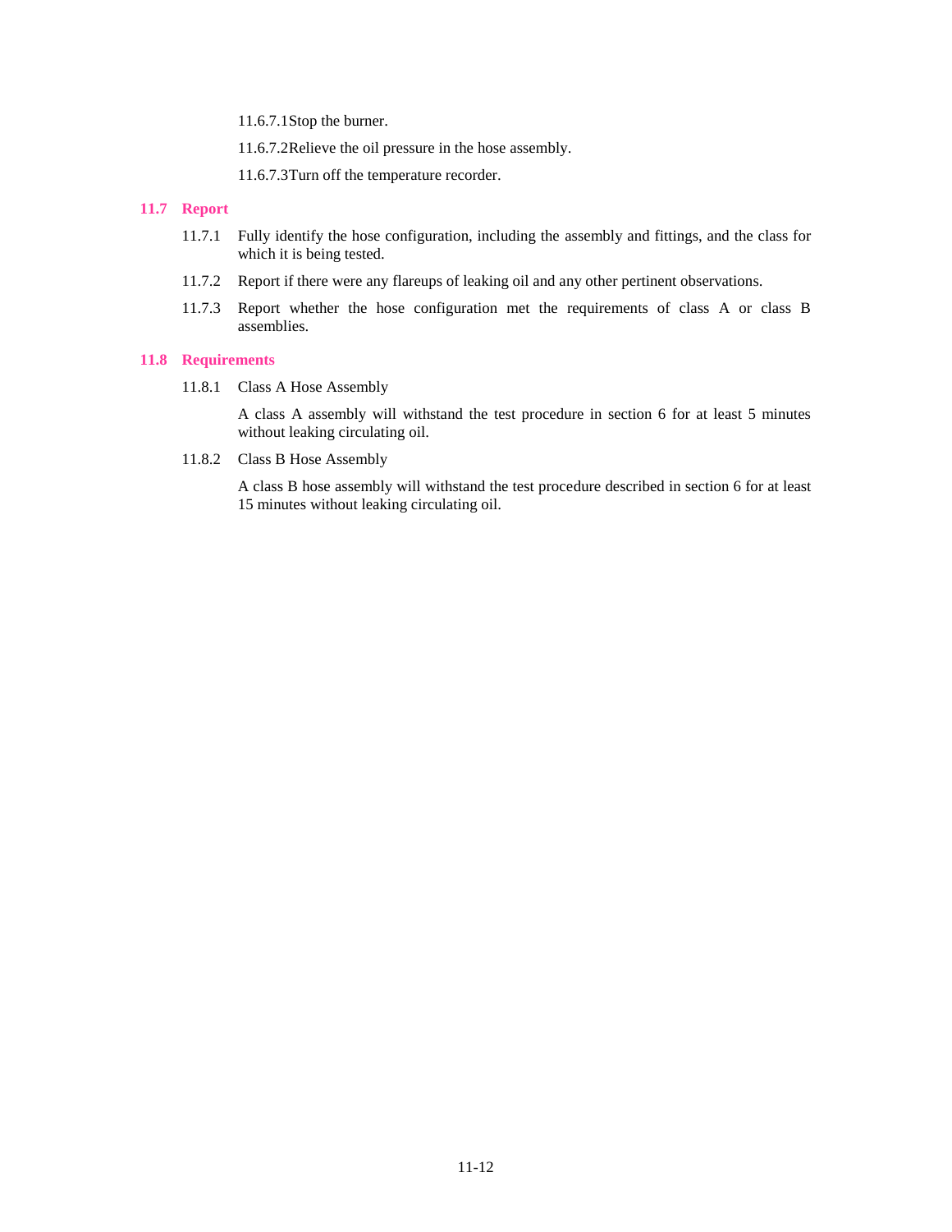11.6.7.1 Stop the burner.

11.6.7.2 Relieve the oil pressure in the hose assembly.

11.6.7.3 Turn off the temperature recorder.

## 11.7 Report

11.7.1 Fully identify the hose configuration, including the assembly and fittings, and the class for which it is being tested.

11.7.2 Report if there were any flareups of leaking oil and any other pertinent observations.

11.7.3 Report whether the hose configuration met the requirements of class A or class B assemblies.

## 11.8 Requirements

11.8.1 Class A Hose Assembly

A class A assembly will withstand the test procedure in section 6 for at least 5 minutes without leaking circulating oil.

11.8.2 Class B Hose Assembly

A class B hose assembly will withstand the test procedure described in section 6 for at least 15 minutes without leaking circulating oil.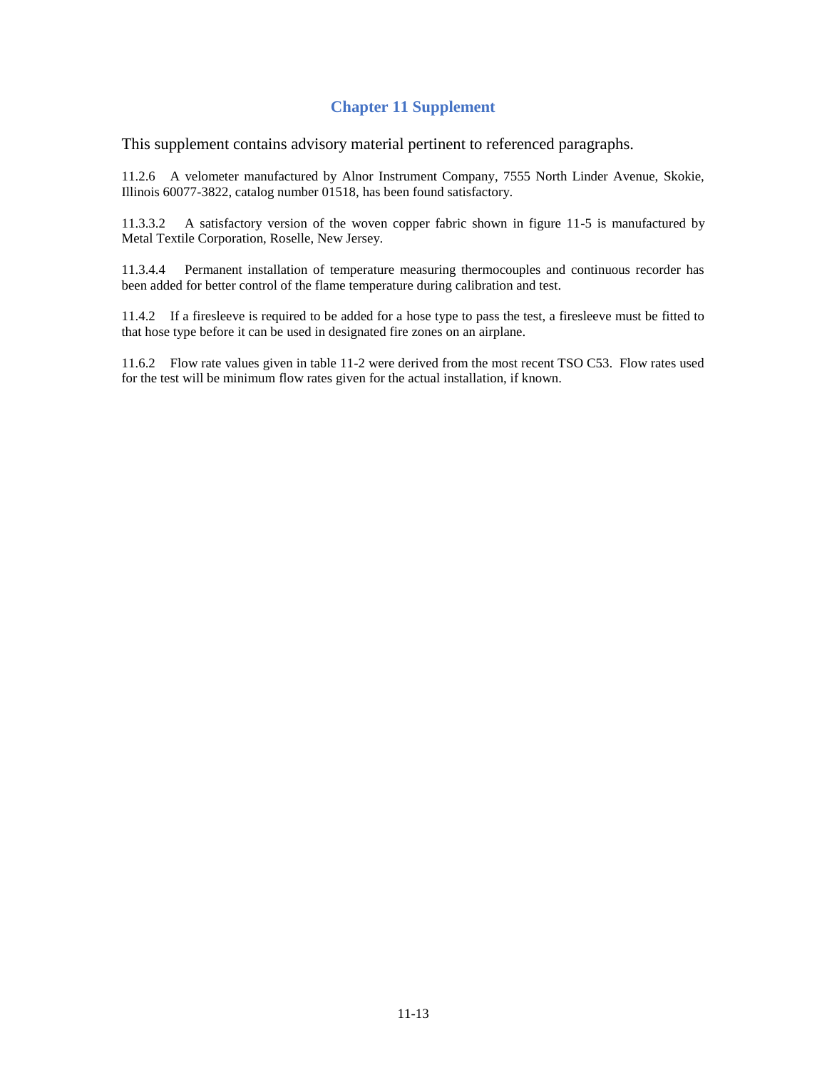## Chapter 11 Supplement

This supplement contains advisory material pertinent to referenced paragraphs.

11.2.6 A velometer manufactured by Alnor Instrument Company, 7555 North Linder Avenue, Skokie, Illinois 60077-3822, catalog number 01518, has been found satisfactory.

11.3.3.2 A satisfactory version of the woven copper fabric shown in figure 11-5 is manufactured by Metal Textile Corporation, Roselle, New Jersey.

11.3.4.4 Permanent installation of temperature measuring thermocouples and continuous recorder has been added for better control of the flame temperature during calibration and test.

11.4.2 If a firesleeve is required to be added for a hose type to pass the test, a firesleeve must be fitted to that hose type before it can be used in designated fire zones on an airplane.

11.6.2 Flow rate values given in table 11-2 were derived from the most recent TSO C53. Flow rates used for the test will be minimum flow rates given for the actual installation, if known.